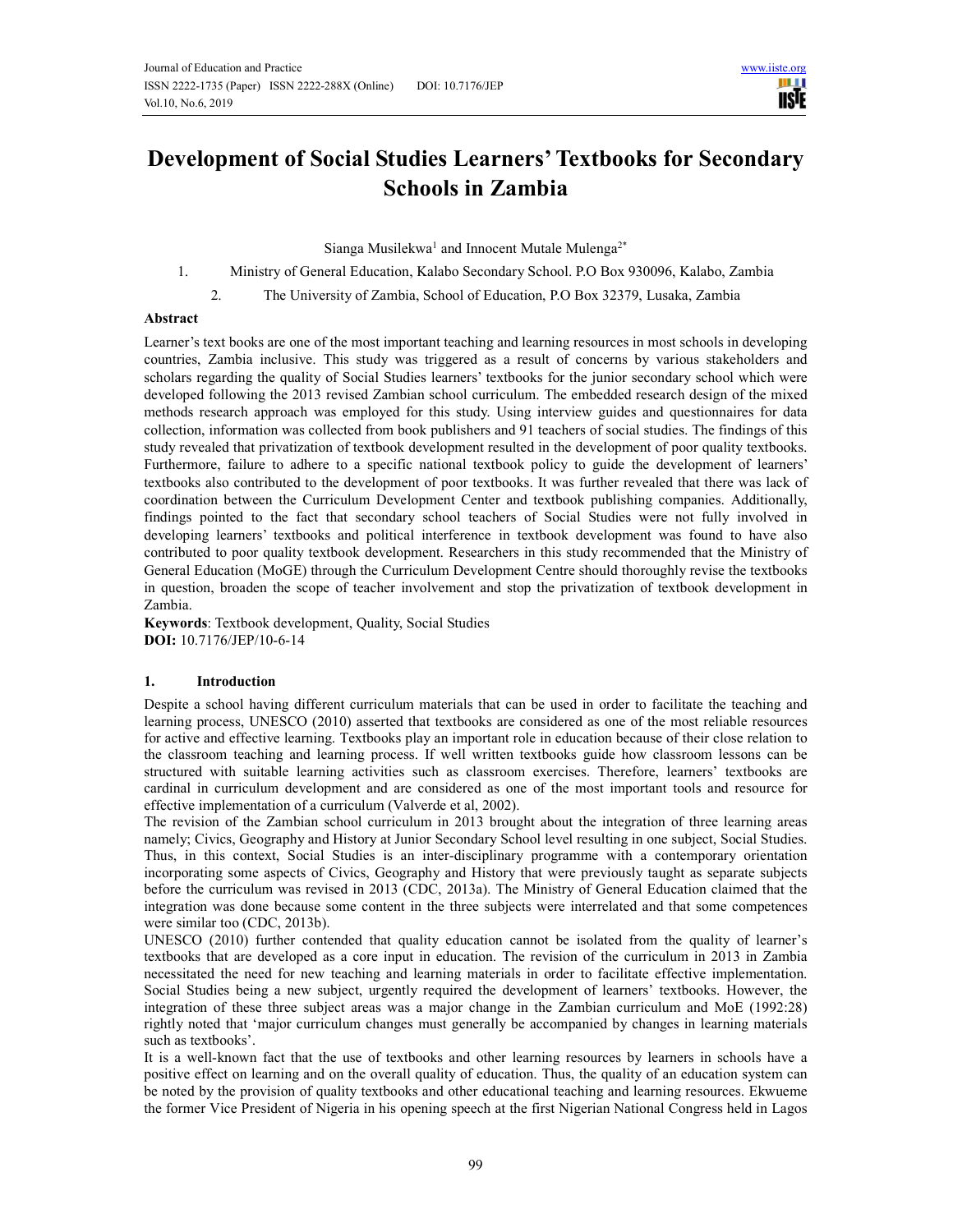# Development of Social Studies Learners' Textbooks for Secondary Schools in Zambia

Sianga Musilekwa[1] and Innocent Mutale Mulenga[2*]

1. Ministry of General Education, Kalabo Secondary School. P.O Box 930096, Kalabo, Zambia
2. The University of Zambia, School of Education, P.O Box 32379, Lusaka, Zambia

## Abstract

Learner's text books are one of the most important teaching and learning resources in most schools in developing countries, Zambia inclusive. This study was triggered as a result of concerns by various stakeholders and scholars regarding the quality of Social Studies learners' textbooks for the junior secondary school which were developed following the 2013 revised Zambian school curriculum. The embedded research design of the mixed methods research approach was employed for this study. Using interview guides and questionnaires for data collection, information was collected from book publishers and 91 teachers of social studies. The findings of this study revealed that privatization of textbook development resulted in the development of poor quality textbooks. Furthermore, failure to adhere to a specific national textbook policy to guide the development of learners' textbooks also contributed to the development of poor textbooks. It was further revealed that there was lack of coordination between the Curriculum Development Center and textbook publishing companies. Additionally, findings pointed to the fact that secondary school teachers of Social Studies were not fully involved in developing learners' textbooks and political interference in textbook development was found to have also contributed to poor quality textbook development. Researchers in this study recommended that the Ministry of General Education (MoGE) through the Curriculum Development Centre should thoroughly revise the textbooks in question, broaden the scope of teacher involvement and stop the privatization of textbook development in Zambia.

**Keywords**: Textbook development, Quality, Social Studies
**DOI:** 10.7176/JEP/10-6-14

## 1. Introduction

Despite a school having different curriculum materials that can be used in order to facilitate the teaching and learning process, UNESCO (2010) asserted that textbooks are considered as one of the most reliable resources for active and effective learning. Textbooks play an important role in education because of their close relation to the classroom teaching and learning process. If well written textbooks guide how classroom lessons can be structured with suitable learning activities such as classroom exercises. Therefore, learners' textbooks are cardinal in curriculum development and are considered as one of the most important tools and resource for effective implementation of a curriculum (Valverde et al, 2002).

The revision of the Zambian school curriculum in 2013 brought about the integration of three learning areas namely; Civics, Geography and History at Junior Secondary School level resulting in one subject, Social Studies. Thus, in this context, Social Studies is an inter-disciplinary programme with a contemporary orientation incorporating some aspects of Civics, Geography and History that were previously taught as separate subjects before the curriculum was revised in 2013 (CDC, 2013a). The Ministry of General Education claimed that the integration was done because some content in the three subjects were interrelated and that some competences were similar too (CDC, 2013b).

UNESCO (2010) further contended that quality education cannot be isolated from the quality of learner's textbooks that are developed as a core input in education. The revision of the curriculum in 2013 in Zambia necessitated the need for new teaching and learning materials in order to facilitate effective implementation. Social Studies being a new subject, urgently required the development of learners' textbooks. However, the integration of these three subject areas was a major change in the Zambian curriculum and MoE (1992:28) rightly noted that 'major curriculum changes must generally be accompanied by changes in learning materials such as textbooks'.

It is a well-known fact that the use of textbooks and other learning resources by learners in schools have a positive effect on learning and on the overall quality of education. Thus, the quality of an education system can be noted by the provision of quality textbooks and other educational teaching and learning resources. Ekwueme the former Vice President of Nigeria in his opening speech at the first Nigerian National Congress held in Lagos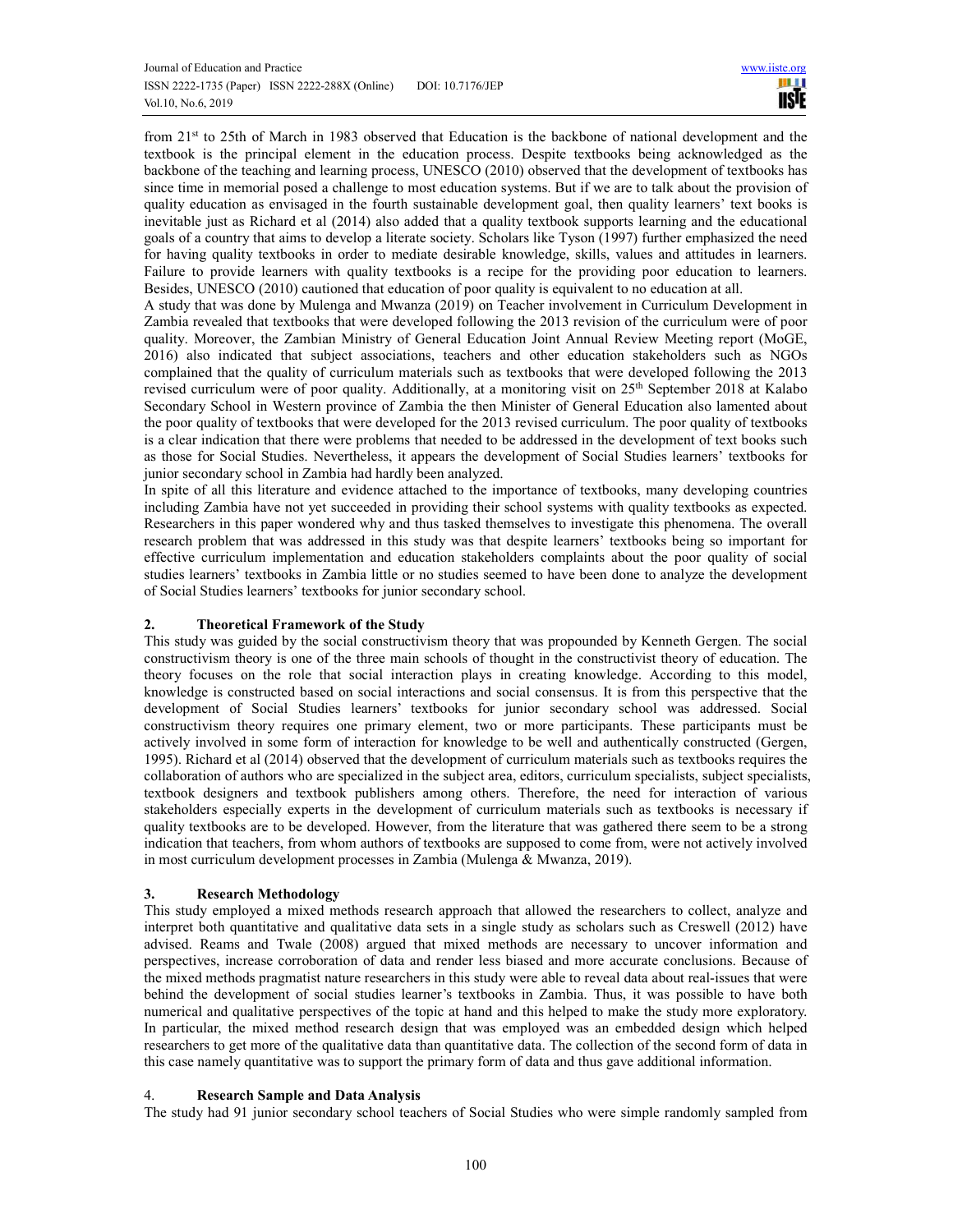from 21st to 25th of March in 1983 observed that Education is the backbone of national development and the textbook is the principal element in the education process. Despite textbooks being acknowledged as the backbone of the teaching and learning process, UNESCO (2010) observed that the development of textbooks has since time in memorial posed a challenge to most education systems. But if we are to talk about the provision of quality education as envisaged in the fourth sustainable development goal, then quality learners' text books is inevitable just as Richard et al (2014) also added that a quality textbook supports learning and the educational goals of a country that aims to develop a literate society. Scholars like Tyson (1997) further emphasized the need for having quality textbooks in order to mediate desirable knowledge, skills, values and attitudes in learners. Failure to provide learners with quality textbooks is a recipe for the providing poor education to learners. Besides, UNESCO (2010) cautioned that education of poor quality is equivalent to no education at all.

A study that was done by Mulenga and Mwanza (2019) on Teacher involvement in Curriculum Development in Zambia revealed that textbooks that were developed following the 2013 revision of the curriculum were of poor quality. Moreover, the Zambian Ministry of General Education Joint Annual Review Meeting report (MoGE, 2016) also indicated that subject associations, teachers and other education stakeholders such as NGOs complained that the quality of curriculum materials such as textbooks that were developed following the 2013 revised curriculum were of poor quality. Additionally, at a monitoring visit on 25th September 2018 at Kalabo Secondary School in Western province of Zambia the then Minister of General Education also lamented about the poor quality of textbooks that were developed for the 2013 revised curriculum. The poor quality of textbooks is a clear indication that there were problems that needed to be addressed in the development of text books such as those for Social Studies. Nevertheless, it appears the development of Social Studies learners' textbooks for junior secondary school in Zambia had hardly been analyzed.

In spite of all this literature and evidence attached to the importance of textbooks, many developing countries including Zambia have not yet succeeded in providing their school systems with quality textbooks as expected. Researchers in this paper wondered why and thus tasked themselves to investigate this phenomena. The overall research problem that was addressed in this study was that despite learners' textbooks being so important for effective curriculum implementation and education stakeholders complaints about the poor quality of social studies learners' textbooks in Zambia little or no studies seemed to have been done to analyze the development of Social Studies learners' textbooks for junior secondary school.

## 2. Theoretical Framework of the Study

This study was guided by the social constructivism theory that was propounded by Kenneth Gergen. The social constructivism theory is one of the three main schools of thought in the constructivist theory of education. The theory focuses on the role that social interaction plays in creating knowledge. According to this model, knowledge is constructed based on social interactions and social consensus. It is from this perspective that the development of Social Studies learners' textbooks for junior secondary school was addressed. Social constructivism theory requires one primary element, two or more participants. These participants must be actively involved in some form of interaction for knowledge to be well and authentically constructed (Gergen, 1995). Richard et al (2014) observed that the development of curriculum materials such as textbooks requires the collaboration of authors who are specialized in the subject area, editors, curriculum specialists, subject specialists, textbook designers and textbook publishers among others. Therefore, the need for interaction of various stakeholders especially experts in the development of curriculum materials such as textbooks is necessary if quality textbooks are to be developed. However, from the literature that was gathered there seem to be a strong indication that teachers, from whom authors of textbooks are supposed to come from, were not actively involved in most curriculum development processes in Zambia (Mulenga & Mwanza, 2019).

## 3. Research Methodology

This study employed a mixed methods research approach that allowed the researchers to collect, analyze and interpret both quantitative and qualitative data sets in a single study as scholars such as Creswell (2012) have advised. Reams and Twale (2008) argued that mixed methods are necessary to uncover information and perspectives, increase corroboration of data and render less biased and more accurate conclusions. Because of the mixed methods pragmatist nature researchers in this study were able to reveal data about real-issues that were behind the development of social studies learner's textbooks in Zambia. Thus, it was possible to have both numerical and qualitative perspectives of the topic at hand and this helped to make the study more exploratory. In particular, the mixed method research design that was employed was an embedded design which helped researchers to get more of the qualitative data than quantitative data. The collection of the second form of data in this case namely quantitative was to support the primary form of data and thus gave additional information.

## 4. Research Sample and Data Analysis

The study had 91 junior secondary school teachers of Social Studies who were simple randomly sampled from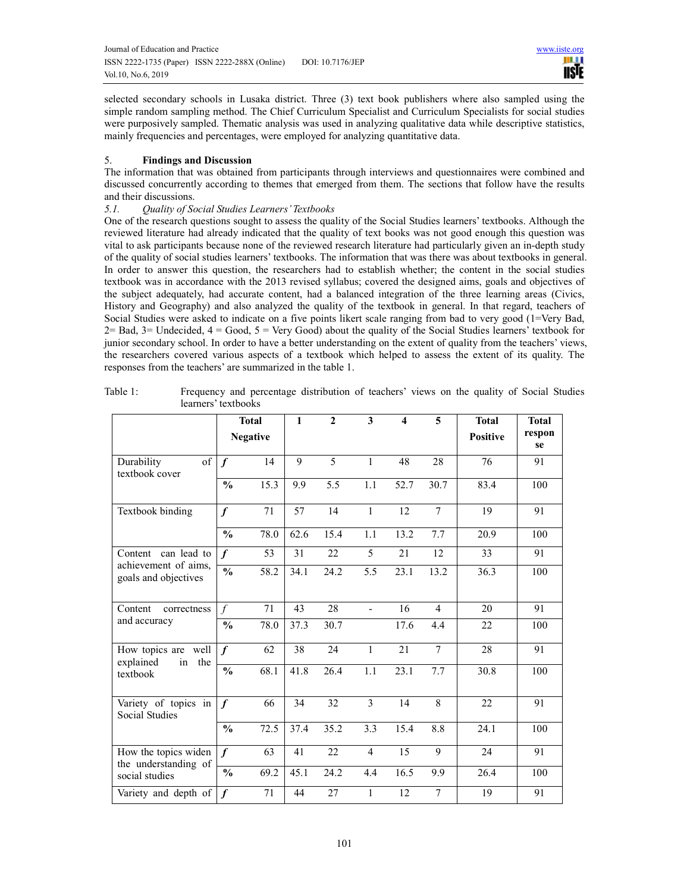selected secondary schools in Lusaka district. Three (3) text book publishers where also sampled using the simple random sampling method. The Chief Curriculum Specialist and Curriculum Specialists for social studies were purposively sampled. Thematic analysis was used in analyzing qualitative data while descriptive statistics, mainly frequencies and percentages, were employed for analyzing quantitative data.

## 5. Findings and Discussion

The information that was obtained from participants through interviews and questionnaires were combined and discussed concurrently according to themes that emerged from them. The sections that follow have the results and their discussions.

### *5.1. Quality of Social Studies Learners' Textbooks*

One of the research questions sought to assess the quality of the Social Studies learners' textbooks. Although the reviewed literature had already indicated that the quality of text books was not good enough this question was vital to ask participants because none of the reviewed research literature had particularly given an in-depth study of the quality of social studies learners' textbooks. The information that was there was about textbooks in general. In order to answer this question, the researchers had to establish whether; the content in the social studies textbook was in accordance with the 2013 revised syllabus; covered the designed aims, goals and objectives of the subject adequately, had accurate content, had a balanced integration of the three learning areas (Civics, History and Geography) and also analyzed the quality of the textbook in general. In that regard, teachers of Social Studies were asked to indicate on a five points likert scale ranging from bad to very good (1=Very Bad, 2= Bad, 3= Undecided, 4 = Good, 5 = Very Good) about the quality of the Social Studies learners' textbook for junior secondary school. In order to have a better understanding on the extent of quality from the teachers' views, the researchers covered various aspects of a textbook which helped to assess the extent of its quality. The responses from the teachers' are summarized in the table 1.

Table 1: Frequency and percentage distribution of teachers' views on the quality of Social Studies learners' textbooks

| | | Total Negative | 1 | 2 | 3 | 4 | 5 | Total Positive | Total response |
|---|---|---|---|---|---|---|---|---|---|
| Durability of textbook cover | *f* | 14 | 9 | 5 | 1 | 48 | 28 | 76 | 91 |
| | % | 15.3 | 9.9 | 5.5 | 1.1 | 52.7 | 30.7 | 83.4 | 100 |
| Textbook binding | *f* | 71 | 57 | 14 | 1 | 12 | 7 | 19 | 91 |
| | % | 78.0 | 62.6 | 15.4 | 1.1 | 13.2 | 7.7 | 20.9 | 100 |
| Content can lead to achievement of aims, goals and objectives | *f* | 53 | 31 | 22 | 5 | 21 | 12 | 33 | 91 |
| | % | 58.2 | 34.1 | 24.2 | 5.5 | 23.1 | 13.2 | 36.3 | 100 |
| Content correctness and accuracy | *f* | 71 | 43 | 28 | - | 16 | 4 | 20 | 91 |
| | % | 78.0 | 37.3 | 30.7 | | 17.6 | 4.4 | 22 | 100 |
| How topics are well explained in the textbook | *f* | 62 | 38 | 24 | 1 | 21 | 7 | 28 | 91 |
| | % | 68.1 | 41.8 | 26.4 | 1.1 | 23.1 | 7.7 | 30.8 | 100 |
| Variety of topics in Social Studies | *f* | 66 | 34 | 32 | 3 | 14 | 8 | 22 | 91 |
| | % | 72.5 | 37.4 | 35.2 | 3.3 | 15.4 | 8.8 | 24.1 | 100 |
| How the topics widen the understanding of social studies | *f* | 63 | 41 | 22 | 4 | 15 | 9 | 24 | 91 |
| | % | 69.2 | 45.1 | 24.2 | 4.4 | 16.5 | 9.9 | 26.4 | 100 |
| Variety and depth of | *f* | 71 | 44 | 27 | 1 | 12 | 7 | 19 | 91 |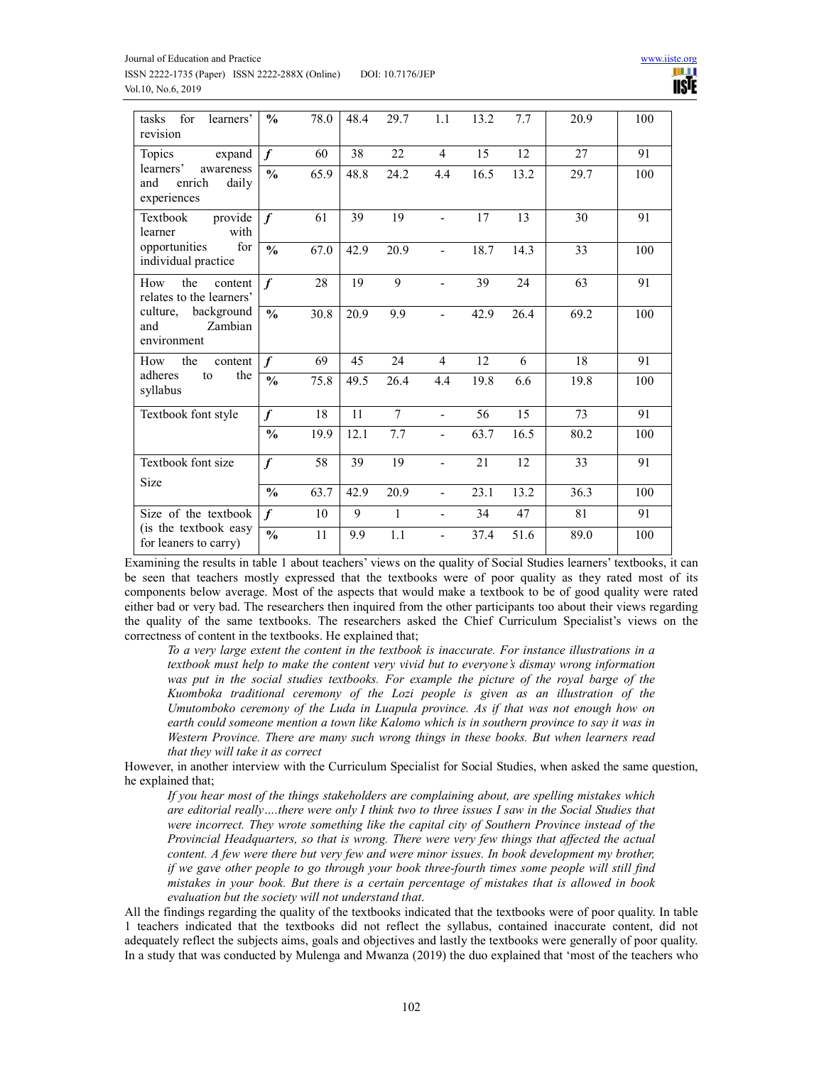| | | | | | | | | | |
|---|---|---|---|---|---|---|---|---|---|
| tasks for learners' revision | % | 78.0 | 48.4 | 29.7 | 1.1 | 13.2 | 7.7 | 20.9 | 100 |
| Topics expand learners' awareness and enrich daily experiences | *f* | 60 | 38 | 22 | 4 | 15 | 12 | 27 | 91 |
| | % | 65.9 | 48.8 | 24.2 | 4.4 | 16.5 | 13.2 | 29.7 | 100 |
| Textbook provide learner with opportunities for individual practice | *f* | 61 | 39 | 19 | - | 17 | 13 | 30 | 91 |
| | % | 67.0 | 42.9 | 20.9 | - | 18.7 | 14.3 | 33 | 100 |
| How the content relates to the learners' culture, background and Zambian environment | *f* | 28 | 19 | 9 | - | 39 | 24 | 63 | 91 |
| | % | 30.8 | 20.9 | 9.9 | - | 42.9 | 26.4 | 69.2 | 100 |
| How the content adheres to the syllabus | *f* | 69 | 45 | 24 | 4 | 12 | 6 | 18 | 91 |
| | % | 75.8 | 49.5 | 26.4 | 4.4 | 19.8 | 6.6 | 19.8 | 100 |
| Textbook font style | *f* | 18 | 11 | 7 | - | 56 | 15 | 73 | 91 |
| | % | 19.9 | 12.1 | 7.7 | - | 63.7 | 16.5 | 80.2 | 100 |
| Textbook font size Size | *f* | 58 | 39 | 19 | - | 21 | 12 | 33 | 91 |
| | % | 63.7 | 42.9 | 20.9 | - | 23.1 | 13.2 | 36.3 | 100 |
| Size of the textbook (is the textbook easy for leaners to carry) | *f* | 10 | 9 | 1 | - | 34 | 47 | 81 | 91 |
| | % | 11 | 9.9 | 1.1 | - | 37.4 | 51.6 | 89.0 | 100 |

Examining the results in table 1 about teachers' views on the quality of Social Studies learners' textbooks, it can be seen that teachers mostly expressed that the textbooks were of poor quality as they rated most of its components below average. Most of the aspects that would make a textbook to be of good quality were rated either bad or very bad. The researchers then inquired from the other participants too about their views regarding the quality of the same textbooks. The researchers asked the Chief Curriculum Specialist's views on the correctness of content in the textbooks. He explained that;

> *To a very large extent the content in the textbook is inaccurate. For instance illustrations in a textbook must help to make the content very vivid but to everyone's dismay wrong information was put in the social studies textbooks. For example the picture of the royal barge of the Kuomboka traditional ceremony of the Lozi people is given as an illustration of the Umutomboko ceremony of the Luda in Luapula province. As if that was not enough how on earth could someone mention a town like Kalomo which is in southern province to say it was in Western Province. There are many such wrong things in these books. But when learners read that they will take it as correct*

However, in another interview with the Curriculum Specialist for Social Studies, when asked the same question, he explained that;

> *If you hear most of the things stakeholders are complaining about, are spelling mistakes which are editorial really….there were only I think two to three issues I saw in the Social Studies that were incorrect. They wrote something like the capital city of Southern Province instead of the Provincial Headquarters, so that is wrong. There were very few things that affected the actual content. A few were there but very few and were minor issues. In book development my brother, if we gave other people to go through your book three-fourth times some people will still find mistakes in your book. But there is a certain percentage of mistakes that is allowed in book evaluation but the society will not understand that.*

All the findings regarding the quality of the textbooks indicated that the textbooks were of poor quality. In table 1 teachers indicated that the textbooks did not reflect the syllabus, contained inaccurate content, did not adequately reflect the subjects aims, goals and objectives and lastly the textbooks were generally of poor quality. In a study that was conducted by Mulenga and Mwanza (2019) the duo explained that 'most of the teachers who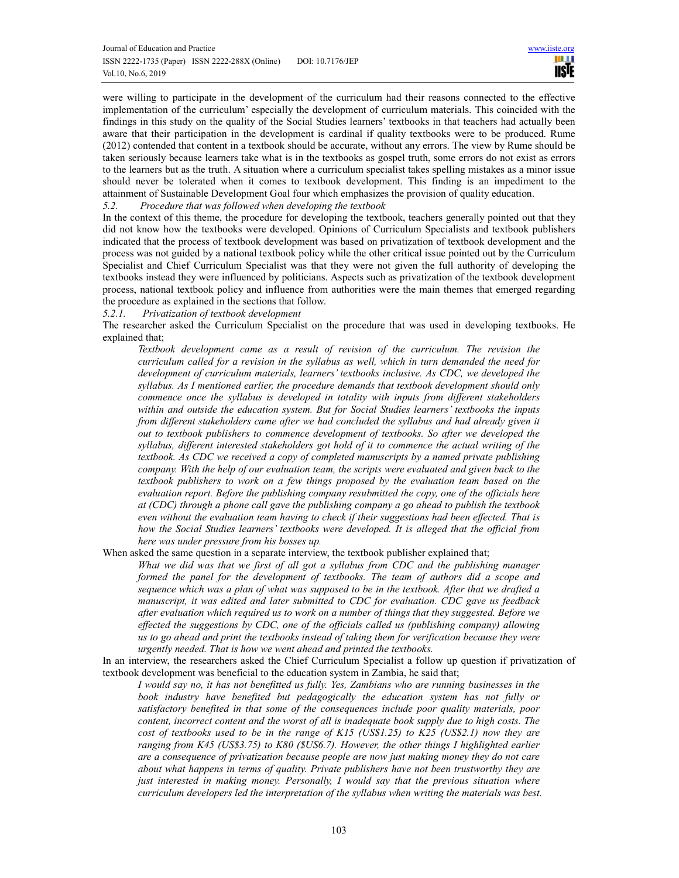were willing to participate in the development of the curriculum had their reasons connected to the effective implementation of the curriculum' especially the development of curriculum materials. This coincided with the findings in this study on the quality of the Social Studies learners' textbooks in that teachers had actually been aware that their participation in the development is cardinal if quality textbooks were to be produced. Rume (2012) contended that content in a textbook should be accurate, without any errors. The view by Rume should be taken seriously because learners take what is in the textbooks as gospel truth, some errors do not exist as errors to the learners but as the truth. A situation where a curriculum specialist takes spelling mistakes as a minor issue should never be tolerated when it comes to textbook development. This finding is an impediment to the attainment of Sustainable Development Goal four which emphasizes the provision of quality education.

### *5.2. Procedure that was followed when developing the textbook*

In the context of this theme, the procedure for developing the textbook, teachers generally pointed out that they did not know how the textbooks were developed. Opinions of Curriculum Specialists and textbook publishers indicated that the process of textbook development was based on privatization of textbook development and the process was not guided by a national textbook policy while the other critical issue pointed out by the Curriculum Specialist and Chief Curriculum Specialist was that they were not given the full authority of developing the textbooks instead they were influenced by politicians. Aspects such as privatization of the textbook development process, national textbook policy and influence from authorities were the main themes that emerged regarding the procedure as explained in the sections that follow.

#### *5.2.1. Privatization of textbook development*

The researcher asked the Curriculum Specialist on the procedure that was used in developing textbooks. He explained that;

> *Textbook development came as a result of revision of the curriculum. The revision the curriculum called for a revision in the syllabus as well, which in turn demanded the need for development of curriculum materials, learners' textbooks inclusive. As CDC, we developed the syllabus. As I mentioned earlier, the procedure demands that textbook development should only commence once the syllabus is developed in totality with inputs from different stakeholders within and outside the education system. But for Social Studies learners' textbooks the inputs from different stakeholders came after we had concluded the syllabus and had already given it out to textbook publishers to commence development of textbooks. So after we developed the syllabus, different interested stakeholders got hold of it to commence the actual writing of the textbook. As CDC we received a copy of completed manuscripts by a named private publishing company. With the help of our evaluation team, the scripts were evaluated and given back to the textbook publishers to work on a few things proposed by the evaluation team based on the evaluation report. Before the publishing company resubmitted the copy, one of the officials here at (CDC) through a phone call gave the publishing company a go ahead to publish the textbook even without the evaluation team having to check if their suggestions had been effected. That is how the Social Studies learners' textbooks were developed. It is alleged that the official from here was under pressure from his bosses up.*

When asked the same question in a separate interview, the textbook publisher explained that;

> *What we did was that we first of all got a syllabus from CDC and the publishing manager formed the panel for the development of textbooks. The team of authors did a scope and sequence which was a plan of what was supposed to be in the textbook. After that we drafted a manuscript, it was edited and later submitted to CDC for evaluation. CDC gave us feedback after evaluation which required us to work on a number of things that they suggested. Before we effected the suggestions by CDC, one of the officials called us (publishing company) allowing us to go ahead and print the textbooks instead of taking them for verification because they were urgently needed. That is how we went ahead and printed the textbooks.*

In an interview, the researchers asked the Chief Curriculum Specialist a follow up question if privatization of textbook development was beneficial to the education system in Zambia, he said that;

> *I would say no, it has not benefitted us fully. Yes, Zambians who are running businesses in the book industry have benefited but pedagogically the education system has not fully or satisfactory benefited in that some of the consequences include poor quality materials, poor content, incorrect content and the worst of all is inadequate book supply due to high costs. The cost of textbooks used to be in the range of K15 (US$1.25) to K25 (US$2.1) now they are ranging from K45 (US$3.75) to K80 ($US6.7). However, the other things I highlighted earlier are a consequence of privatization because people are now just making money they do not care about what happens in terms of quality. Private publishers have not been trustworthy they are just interested in making money. Personally, I would say that the previous situation where curriculum developers led the interpretation of the syllabus when writing the materials was best.*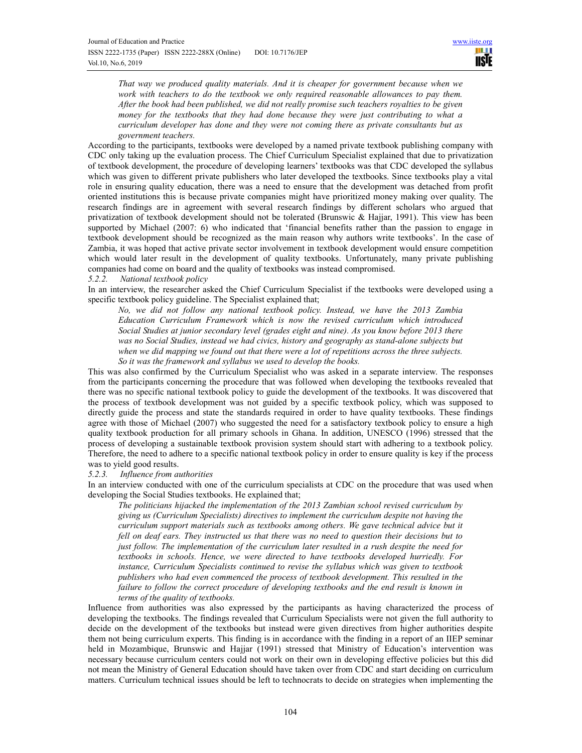*That way we produced quality materials. And it is cheaper for government because when we work with teachers to do the textbook we only required reasonable allowances to pay them. After the book had been published, we did not really promise such teachers royalties to be given money for the textbooks that they had done because they were just contributing to what a curriculum developer has done and they were not coming there as private consultants but as government teachers.*

According to the participants, textbooks were developed by a named private textbook publishing company with CDC only taking up the evaluation process. The Chief Curriculum Specialist explained that due to privatization of textbook development, the procedure of developing learners' textbooks was that CDC developed the syllabus which was given to different private publishers who later developed the textbooks. Since textbooks play a vital role in ensuring quality education, there was a need to ensure that the development was detached from profit oriented institutions this is because private companies might have prioritized money making over quality. The research findings are in agreement with several research findings by different scholars who argued that privatization of textbook development should not be tolerated (Brunswic & Hajjar, 1991). This view has been supported by Michael (2007: 6) who indicated that 'financial benefits rather than the passion to engage in textbook development should be recognized as the main reason why authors write textbooks'. In the case of Zambia, it was hoped that active private sector involvement in textbook development would ensure competition which would later result in the development of quality textbooks. Unfortunately, many private publishing companies had come on board and the quality of textbooks was instead compromised.

#### 5.2.2. National textbook policy

In an interview, the researcher asked the Chief Curriculum Specialist if the textbooks were developed using a specific textbook policy guideline. The Specialist explained that;

*No, we did not follow any national textbook policy. Instead, we have the 2013 Zambia Education Curriculum Framework which is now the revised curriculum which introduced Social Studies at junior secondary level (grades eight and nine). As you know before 2013 there was no Social Studies, instead we had civics, history and geography as stand-alone subjects but when we did mapping we found out that there were a lot of repetitions across the three subjects. So it was the framework and syllabus we used to develop the books.*

This was also confirmed by the Curriculum Specialist who was asked in a separate interview. The responses from the participants concerning the procedure that was followed when developing the textbooks revealed that there was no specific national textbook policy to guide the development of the textbooks. It was discovered that the process of textbook development was not guided by a specific textbook policy, which was supposed to directly guide the process and state the standards required in order to have quality textbooks. These findings agree with those of Michael (2007) who suggested the need for a satisfactory textbook policy to ensure a high quality textbook production for all primary schools in Ghana. In addition, UNESCO (1996) stressed that the process of developing a sustainable textbook provision system should start with adhering to a textbook policy. Therefore, the need to adhere to a specific national textbook policy in order to ensure quality is key if the process was to yield good results.

#### 5.2.3. Influence from authorities

In an interview conducted with one of the curriculum specialists at CDC on the procedure that was used when developing the Social Studies textbooks. He explained that;

*The politicians hijacked the implementation of the 2013 Zambian school revised curriculum by giving us (Curriculum Specialists) directives to implement the curriculum despite not having the curriculum support materials such as textbooks among others. We gave technical advice but it fell on deaf ears. They instructed us that there was no need to question their decisions but to just follow. The implementation of the curriculum later resulted in a rush despite the need for textbooks in schools. Hence, we were directed to have textbooks developed hurriedly. For instance, Curriculum Specialists continued to revise the syllabus which was given to textbook publishers who had even commenced the process of textbook development. This resulted in the failure to follow the correct procedure of developing textbooks and the end result is known in terms of the quality of textbooks.*

Influence from authorities was also expressed by the participants as having characterized the process of developing the textbooks. The findings revealed that Curriculum Specialists were not given the full authority to decide on the development of the textbooks but instead were given directives from higher authorities despite them not being curriculum experts. This finding is in accordance with the finding in a report of an IIEP seminar held in Mozambique, Brunswic and Hajjar (1991) stressed that Ministry of Education's intervention was necessary because curriculum centers could not work on their own in developing effective policies but this did not mean the Ministry of General Education should have taken over from CDC and start deciding on curriculum matters. Curriculum technical issues should be left to technocrats to decide on strategies when implementing the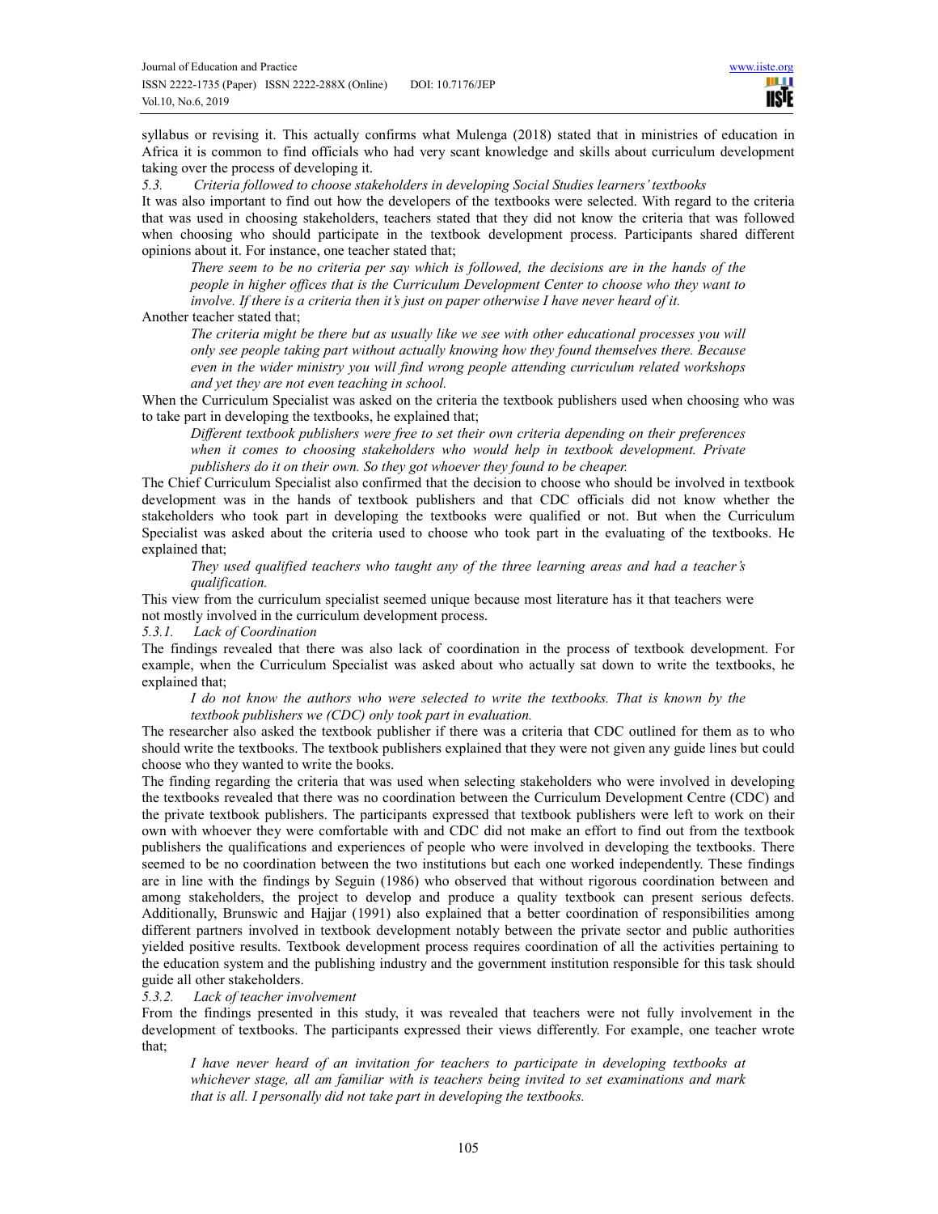syllabus or revising it. This actually confirms what Mulenga (2018) stated that in ministries of education in Africa it is common to find officials who had very scant knowledge and skills about curriculum development taking over the process of developing it.

### *5.3. Criteria followed to choose stakeholders in developing Social Studies learners' textbooks*

It was also important to find out how the developers of the textbooks were selected. With regard to the criteria that was used in choosing stakeholders, teachers stated that they did not know the criteria that was followed when choosing who should participate in the textbook development process. Participants shared different opinions about it. For instance, one teacher stated that;

> *There seem to be no criteria per say which is followed, the decisions are in the hands of the people in higher offices that is the Curriculum Development Center to choose who they want to involve. If there is a criteria then it's just on paper otherwise I have never heard of it.*

Another teacher stated that;

> *The criteria might be there but as usually like we see with other educational processes you will only see people taking part without actually knowing how they found themselves there. Because even in the wider ministry you will find wrong people attending curriculum related workshops and yet they are not even teaching in school.*

When the Curriculum Specialist was asked on the criteria the textbook publishers used when choosing who was to take part in developing the textbooks, he explained that;

> *Different textbook publishers were free to set their own criteria depending on their preferences when it comes to choosing stakeholders who would help in textbook development. Private publishers do it on their own. So they got whoever they found to be cheaper.*

The Chief Curriculum Specialist also confirmed that the decision to choose who should be involved in textbook development was in the hands of textbook publishers and that CDC officials did not know whether the stakeholders who took part in developing the textbooks were qualified or not. But when the Curriculum Specialist was asked about the criteria used to choose who took part in the evaluating of the textbooks. He explained that;

> *They used qualified teachers who taught any of the three learning areas and had a teacher's qualification.*

This view from the curriculum specialist seemed unique because most literature has it that teachers were not mostly involved in the curriculum development process.

#### *5.3.1. Lack of Coordination*

The findings revealed that there was also lack of coordination in the process of textbook development. For example, when the Curriculum Specialist was asked about who actually sat down to write the textbooks, he explained that;

> *I do not know the authors who were selected to write the textbooks. That is known by the textbook publishers we (CDC) only took part in evaluation.*

The researcher also asked the textbook publisher if there was a criteria that CDC outlined for them as to who should write the textbooks. The textbook publishers explained that they were not given any guide lines but could choose who they wanted to write the books.

The finding regarding the criteria that was used when selecting stakeholders who were involved in developing the textbooks revealed that there was no coordination between the Curriculum Development Centre (CDC) and the private textbook publishers. The participants expressed that textbook publishers were left to work on their own with whoever they were comfortable with and CDC did not make an effort to find out from the textbook publishers the qualifications and experiences of people who were involved in developing the textbooks. There seemed to be no coordination between the two institutions but each one worked independently. These findings are in line with the findings by Seguin (1986) who observed that without rigorous coordination between and among stakeholders, the project to develop and produce a quality textbook can present serious defects. Additionally, Brunswic and Hajjar (1991) also explained that a better coordination of responsibilities among different partners involved in textbook development notably between the private sector and public authorities yielded positive results. Textbook development process requires coordination of all the activities pertaining to the education system and the publishing industry and the government institution responsible for this task should guide all other stakeholders.

#### *5.3.2. Lack of teacher involvement*

From the findings presented in this study, it was revealed that teachers were not fully involvement in the development of textbooks. The participants expressed their views differently. For example, one teacher wrote that;

> *I have never heard of an invitation for teachers to participate in developing textbooks at whichever stage, all am familiar with is teachers being invited to set examinations and mark that is all. I personally did not take part in developing the textbooks.*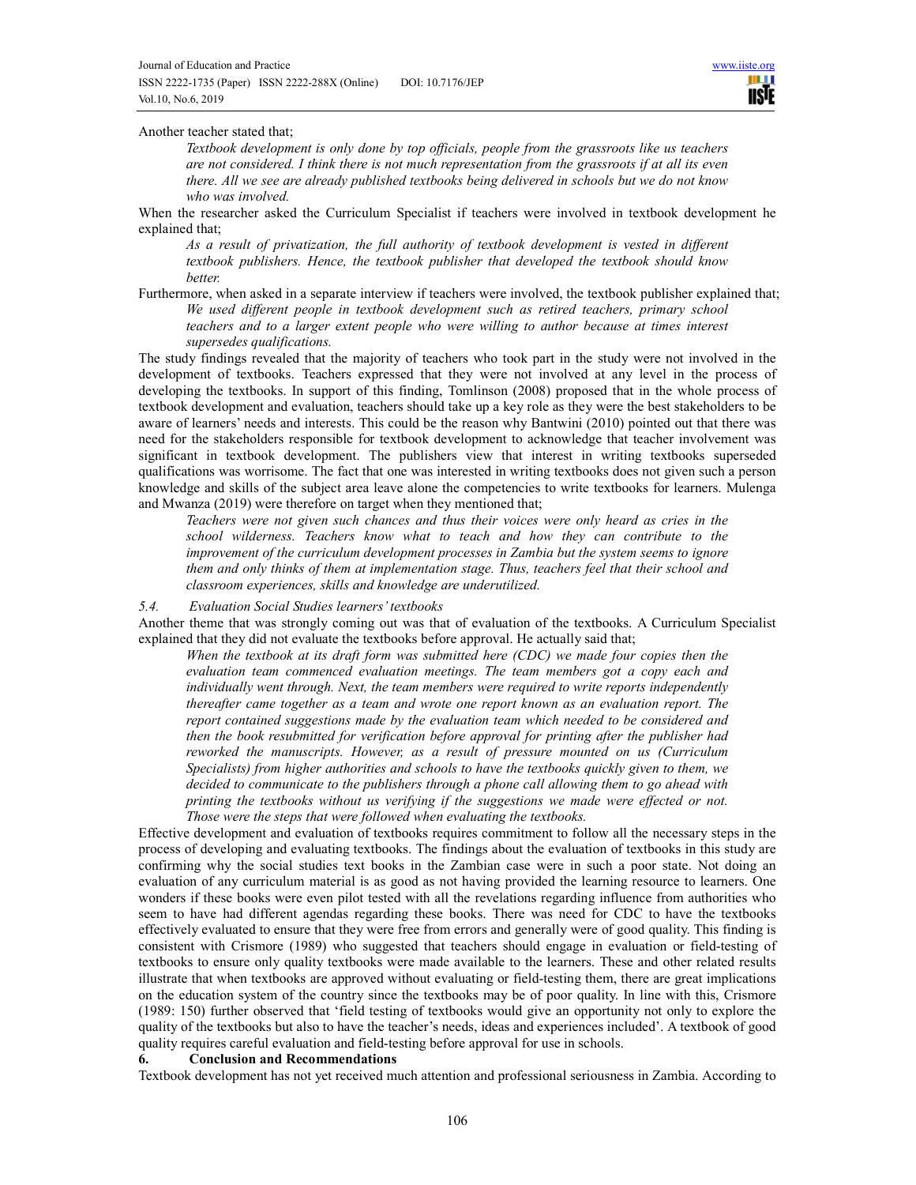Another teacher stated that;

> *Textbook development is only done by top officials, people from the grassroots like us teachers are not considered. I think there is not much representation from the grassroots if at all its even there. All we see are already published textbooks being delivered in schools but we do not know who was involved.*

When the researcher asked the Curriculum Specialist if teachers were involved in textbook development he explained that;

> *As a result of privatization, the full authority of textbook development is vested in different textbook publishers. Hence, the textbook publisher that developed the textbook should know better.*

Furthermore, when asked in a separate interview if teachers were involved, the textbook publisher explained that;

> *We used different people in textbook development such as retired teachers, primary school teachers and to a larger extent people who were willing to author because at times interest supersedes qualifications.*

The study findings revealed that the majority of teachers who took part in the study were not involved in the development of textbooks. Teachers expressed that they were not involved at any level in the process of developing the textbooks. In support of this finding, Tomlinson (2008) proposed that in the whole process of textbook development and evaluation, teachers should take up a key role as they were the best stakeholders to be aware of learners' needs and interests. This could be the reason why Bantwini (2010) pointed out that there was need for the stakeholders responsible for textbook development to acknowledge that teacher involvement was significant in textbook development. The publishers view that interest in writing textbooks superseded qualifications was worrisome. The fact that one was interested in writing textbooks does not given such a person knowledge and skills of the subject area leave alone the competencies to write textbooks for learners. Mulenga and Mwanza (2019) were therefore on target when they mentioned that;

> *Teachers were not given such chances and thus their voices were only heard as cries in the school wilderness. Teachers know what to teach and how they can contribute to the improvement of the curriculum development processes in Zambia but the system seems to ignore them and only thinks of them at implementation stage. Thus, teachers feel that their school and classroom experiences, skills and knowledge are underutilized.*

### *5.4. Evaluation Social Studies learners' textbooks*

Another theme that was strongly coming out was that of evaluation of the textbooks. A Curriculum Specialist explained that they did not evaluate the textbooks before approval. He actually said that;

> *When the textbook at its draft form was submitted here (CDC) we made four copies then the evaluation team commenced evaluation meetings. The team members got a copy each and individually went through. Next, the team members were required to write reports independently thereafter came together as a team and wrote one report known as an evaluation report. The report contained suggestions made by the evaluation team which needed to be considered and then the book resubmitted for verification before approval for printing after the publisher had reworked the manuscripts. However, as a result of pressure mounted on us (Curriculum Specialists) from higher authorities and schools to have the textbooks quickly given to them, we decided to communicate to the publishers through a phone call allowing them to go ahead with printing the textbooks without us verifying if the suggestions we made were effected or not. Those were the steps that were followed when evaluating the textbooks.*

Effective development and evaluation of textbooks requires commitment to follow all the necessary steps in the process of developing and evaluating textbooks. The findings about the evaluation of textbooks in this study are confirming why the social studies text books in the Zambian case were in such a poor state. Not doing an evaluation of any curriculum material is as good as not having provided the learning resource to learners. One wonders if these books were even pilot tested with all the revelations regarding influence from authorities who seem to have had different agendas regarding these books. There was need for CDC to have the textbooks effectively evaluated to ensure that they were free from errors and generally were of good quality. This finding is consistent with Crismore (1989) who suggested that teachers should engage in evaluation or field-testing of textbooks to ensure only quality textbooks were made available to the learners. These and other related results illustrate that when textbooks are approved without evaluating or field-testing them, there are great implications on the education system of the country since the textbooks may be of poor quality. In line with this, Crismore (1989: 150) further observed that 'field testing of textbooks would give an opportunity not only to explore the quality of the textbooks but also to have the teacher's needs, ideas and experiences included'. A textbook of good quality requires careful evaluation and field-testing before approval for use in schools.

## 6. Conclusion and Recommendations

Textbook development has not yet received much attention and professional seriousness in Zambia. According to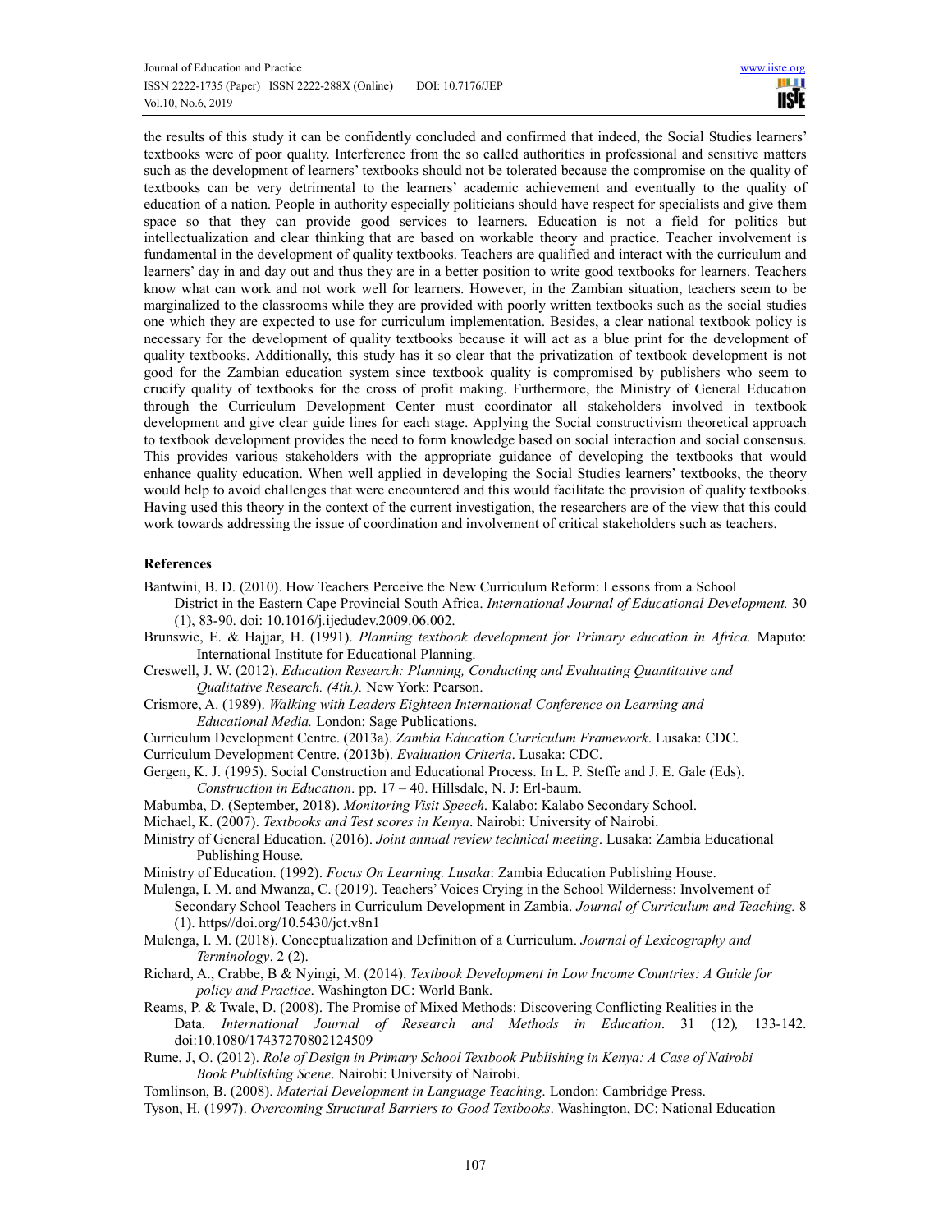the results of this study it can be confidently concluded and confirmed that indeed, the Social Studies learners' textbooks were of poor quality. Interference from the so called authorities in professional and sensitive matters such as the development of learners' textbooks should not be tolerated because the compromise on the quality of textbooks can be very detrimental to the learners' academic achievement and eventually to the quality of education of a nation. People in authority especially politicians should have respect for specialists and give them space so that they can provide good services to learners. Education is not a field for politics but intellectualization and clear thinking that are based on workable theory and practice. Teacher involvement is fundamental in the development of quality textbooks. Teachers are qualified and interact with the curriculum and learners' day in and day out and thus they are in a better position to write good textbooks for learners. Teachers know what can work and not work well for learners. However, in the Zambian situation, teachers seem to be marginalized to the classrooms while they are provided with poorly written textbooks such as the social studies one which they are expected to use for curriculum implementation. Besides, a clear national textbook policy is necessary for the development of quality textbooks because it will act as a blue print for the development of quality textbooks. Additionally, this study has it so clear that the privatization of textbook development is not good for the Zambian education system since textbook quality is compromised by publishers who seem to crucify quality of textbooks for the cross of profit making. Furthermore, the Ministry of General Education through the Curriculum Development Center must coordinator all stakeholders involved in textbook development and give clear guide lines for each stage. Applying the Social constructivism theoretical approach to textbook development provides the need to form knowledge based on social interaction and social consensus. This provides various stakeholders with the appropriate guidance of developing the textbooks that would enhance quality education. When well applied in developing the Social Studies learners' textbooks, the theory would help to avoid challenges that were encountered and this would facilitate the provision of quality textbooks. Having used this theory in the context of the current investigation, the researchers are of the view that this could work towards addressing the issue of coordination and involvement of critical stakeholders such as teachers.

## References

Bantwini, B. D. (2010). How Teachers Perceive the New Curriculum Reform: Lessons from a School District in the Eastern Cape Provincial South Africa. *International Journal of Educational Development.* 30 (1), 83-90. doi: 10.1016/j.ijedudev.2009.06.002.

Brunswic, E. & Hajjar, H. (1991). *Planning textbook development for Primary education in Africa.* Maputo: International Institute for Educational Planning.

Creswell, J. W. (2012). *Education Research: Planning, Conducting and Evaluating Quantitative and Qualitative Research. (4th.).* New York: Pearson.

Crismore, A. (1989). *Walking with Leaders Eighteen International Conference on Learning and Educational Media.* London: Sage Publications.

Curriculum Development Centre. (2013a). *Zambia Education Curriculum Framework*. Lusaka: CDC.

Curriculum Development Centre. (2013b). *Evaluation Criteria*. Lusaka: CDC.

Gergen, K. J. (1995). Social Construction and Educational Process. In L. P. Steffe and J. E. Gale (Eds). *Construction in Education*. pp. 17 – 40. Hillsdale, N. J: Erl-baum.

Mabumba, D. (September, 2018). *Monitoring Visit Speech.* Kalabo: Kalabo Secondary School.

Michael, K. (2007). *Textbooks and Test scores in Kenya*. Nairobi: University of Nairobi.

Ministry of General Education. (2016). *Joint annual review technical meeting*. Lusaka: Zambia Educational Publishing House.

Ministry of Education. (1992). *Focus On Learning. Lusaka*: Zambia Education Publishing House.

Mulenga, I. M. and Mwanza, C. (2019). Teachers' Voices Crying in the School Wilderness: Involvement of Secondary School Teachers in Curriculum Development in Zambia. *Journal of Curriculum and Teaching.* 8 (1). https//doi.org/10.5430/jct.v8n1

Mulenga, I. M. (2018). Conceptualization and Definition of a Curriculum. *Journal of Lexicography and Terminology*. 2 (2).

Richard, A., Crabbe, B & Nyingi, M. (2014). *Textbook Development in Low Income Countries: A Guide for policy and Practice*. Washington DC: World Bank.

Reams, P. & Twale, D. (2008). The Promise of Mixed Methods: Discovering Conflicting Realities in the Data*. International Journal of Research and Methods in Education*. 31 (12)*,* 133-142. doi:10.1080/17437270802124509

Rume, J, O. (2012). *Role of Design in Primary School Textbook Publishing in Kenya: A Case of Nairobi Book Publishing Scene*. Nairobi: University of Nairobi.

Tomlinson, B. (2008). *Material Development in Language Teaching.* London: Cambridge Press.

Tyson, H. (1997). *Overcoming Structural Barriers to Good Textbooks*. Washington, DC: National Education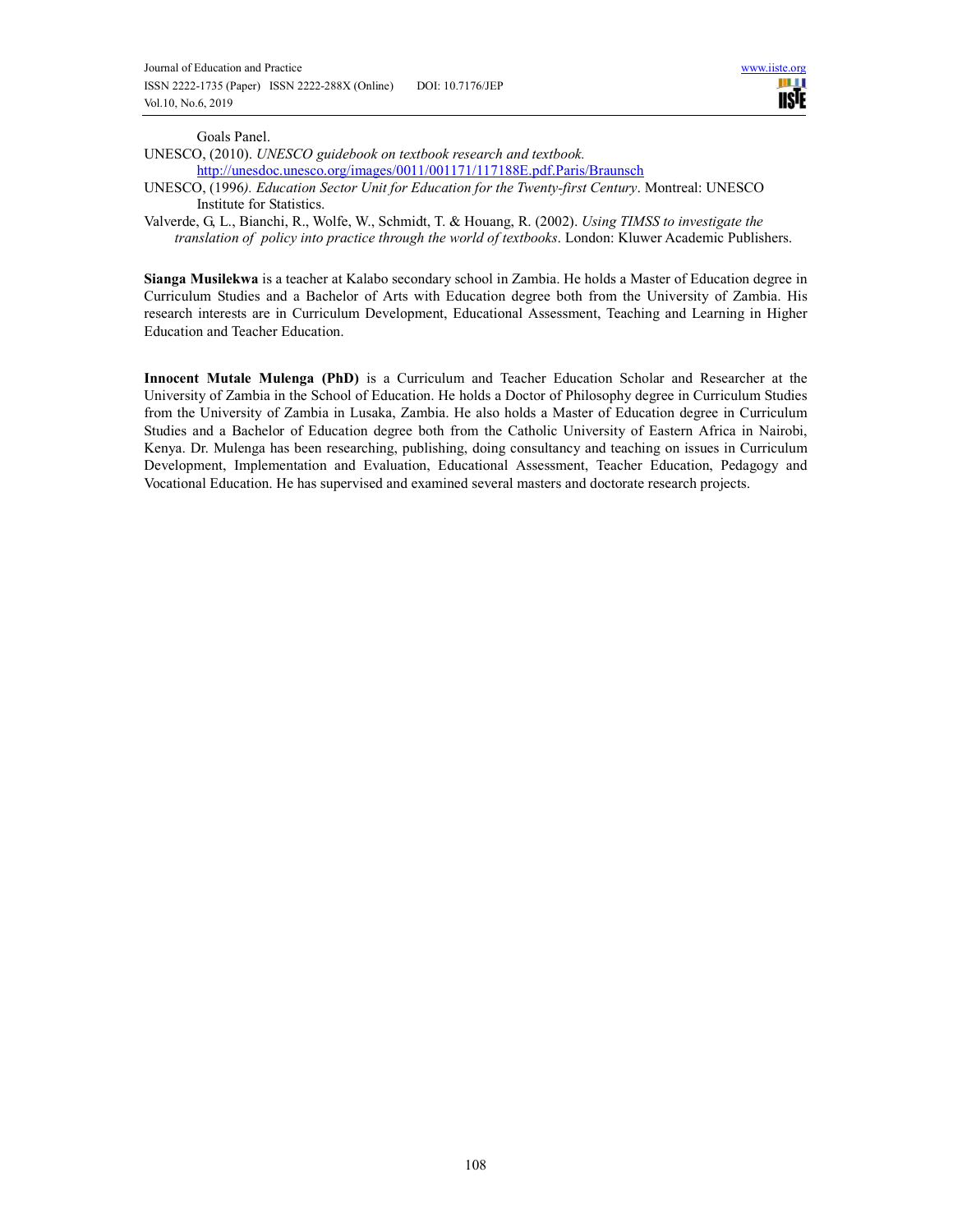Goals Panel.

UNESCO, (2010). *UNESCO guidebook on textbook research and textbook.* http://unesdoc.unesco.org/images/0011/001171/117188E.pdf.Paris/Braunsch

UNESCO, (1996*). Education Sector Unit for Education for the Twenty-first Century*. Montreal: UNESCO Institute for Statistics.

Valverde, G, L., Bianchi, R., Wolfe, W., Schmidt, T. & Houang, R. (2002). *Using TIMSS to investigate the translation of policy into practice through the world of textbooks*. London: Kluwer Academic Publishers.

**Sianga Musilekwa** is a teacher at Kalabo secondary school in Zambia. He holds a Master of Education degree in Curriculum Studies and a Bachelor of Arts with Education degree both from the University of Zambia. His research interests are in Curriculum Development, Educational Assessment, Teaching and Learning in Higher Education and Teacher Education.

**Innocent Mutale Mulenga (PhD)** is a Curriculum and Teacher Education Scholar and Researcher at the University of Zambia in the School of Education. He holds a Doctor of Philosophy degree in Curriculum Studies from the University of Zambia in Lusaka, Zambia. He also holds a Master of Education degree in Curriculum Studies and a Bachelor of Education degree both from the Catholic University of Eastern Africa in Nairobi, Kenya. Dr. Mulenga has been researching, publishing, doing consultancy and teaching on issues in Curriculum Development, Implementation and Evaluation, Educational Assessment, Teacher Education, Pedagogy and Vocational Education. He has supervised and examined several masters and doctorate research projects.